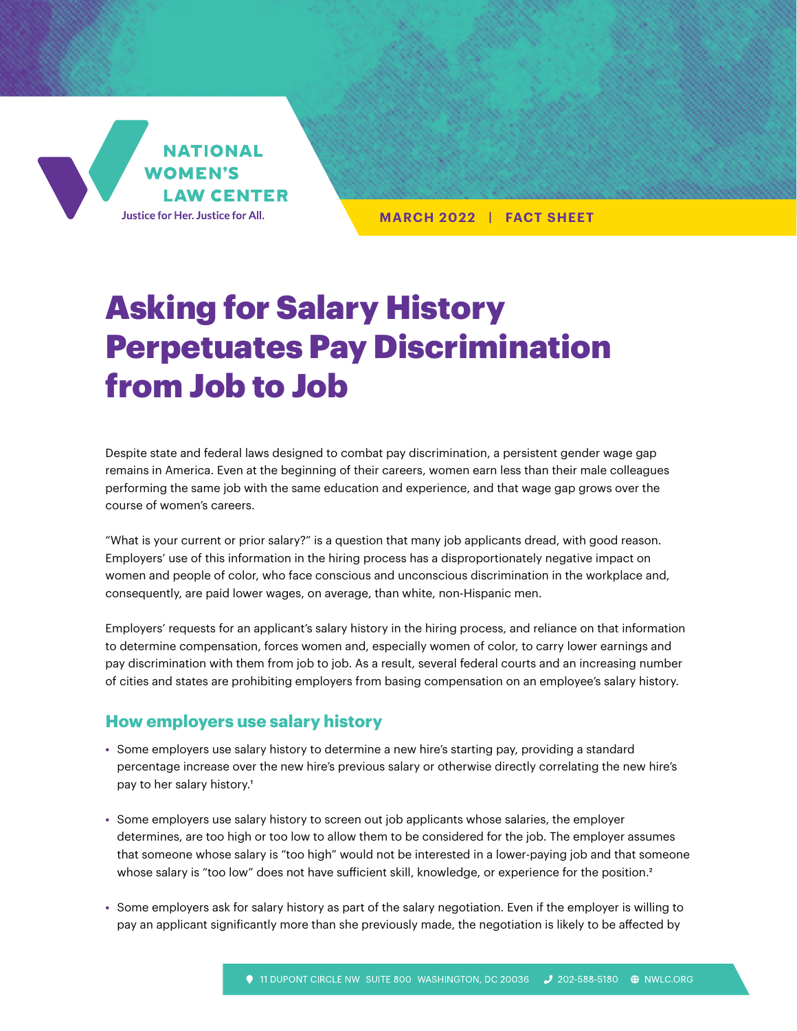NATIONAL WOMEN'S LAW CENTER

Justice for Her. Justice for All.

MARCH 2022 | FACT SHEET

# Asking for Salary History Perpetuates Pay Discrimination from Job to Job

Despite state and federal laws designed to combat pay discrimination, a persistent gender wage gap remains in America. Even at the beginning of their careers, women earn less than their male colleagues performing the same job with the same education and experience, and that wage gap grows over the course of women's careers.

"What is your current or prior salary?" is a question that many job applicants dread, with good reason. Employers' use of this information in the hiring process has a disproportionately negative impact on women and people of color, who face conscious and unconscious discrimination in the workplace and, consequently, are paid lower wages, on average, than white, non-Hispanic men.

Employers' requests for an applicant's salary history in the hiring process, and reliance on that information to determine compensation, forces women and, especially women of color, to carry lower earnings and pay discrimination with them from job to job. As a result, several federal courts and an increasing number of cities and states are prohibiting employers from basing compensation on an employee's salary history.

## How employers use salary history

- Some employers use salary history to determine a new hire's starting pay, providing a standard percentage increase over the new hire's previous salary or otherwise directly correlating the new hire's pay to her salary history.[1]
- Some employers use salary history to screen out job applicants whose salaries, the employer determines, are too high or too low to allow them to be considered for the job. The employer assumes that someone whose salary is "too high" would not be interested in a lower-paying job and that someone whose salary is "too low" does not have sufficient skill, knowledge, or experience for the position.[2]
- Some employers ask for salary history as part of the salary negotiation. Even if the employer is willing to pay an applicant significantly more than she previously made, the negotiation is likely to be affected by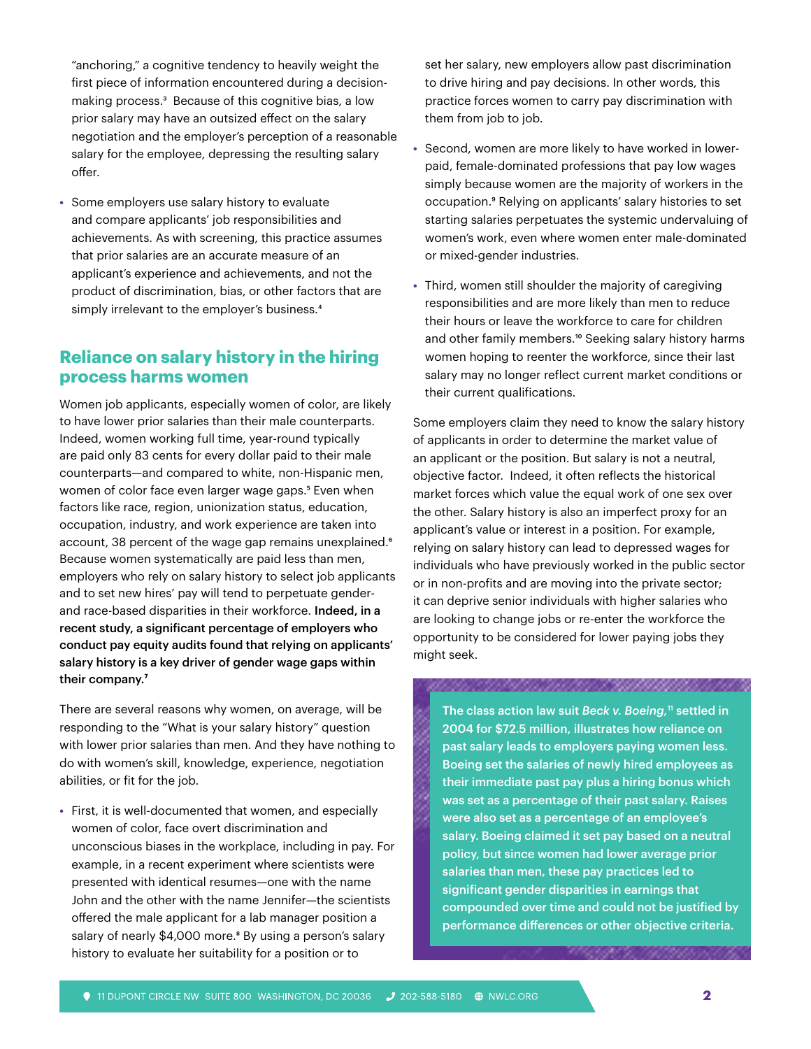"anchoring," a cognitive tendency to heavily weight the first piece of information encountered during a decision-making process.[3] Because of this cognitive bias, a low prior salary may have an outsized effect on the salary negotiation and the employer's perception of a reasonable salary for the employee, depressing the resulting salary offer.

- Some employers use salary history to evaluate and compare applicants' job responsibilities and achievements. As with screening, this practice assumes that prior salaries are an accurate measure of an applicant's experience and achievements, and not the product of discrimination, bias, or other factors that are simply irrelevant to the employer's business.[4]

## Reliance on salary history in the hiring process harms women

Women job applicants, especially women of color, are likely to have lower prior salaries than their male counterparts. Indeed, women working full time, year-round typically are paid only 83 cents for every dollar paid to their male counterparts—and compared to white, non-Hispanic men, women of color face even larger wage gaps.[5] Even when factors like race, region, unionization status, education, occupation, industry, and work experience are taken into account, 38 percent of the wage gap remains unexplained.[6] Because women systematically are paid less than men, employers who rely on salary history to select job applicants and to set new hires' pay will tend to perpetuate gender- and race-based disparities in their workforce. **Indeed, in a recent study, a significant percentage of employers who conduct pay equity audits found that relying on applicants' salary history is a key driver of gender wage gaps within their company.**[7]

There are several reasons why women, on average, will be responding to the "What is your salary history" question with lower prior salaries than men. And they have nothing to do with women's skill, knowledge, experience, negotiation abilities, or fit for the job.

- First, it is well-documented that women, and especially women of color, face overt discrimination and unconscious biases in the workplace, including in pay. For example, in a recent experiment where scientists were presented with identical resumes—one with the name John and the other with the name Jennifer—the scientists offered the male applicant for a lab manager position a salary of nearly $4,000 more.[8] By using a person's salary history to evaluate her suitability for a position or to set her salary, new employers allow past discrimination to drive hiring and pay decisions. In other words, this practice forces women to carry pay discrimination with them from job to job.

- Second, women are more likely to have worked in lower-paid, female-dominated professions that pay low wages simply because women are the majority of workers in the occupation.[9] Relying on applicants' salary histories to set starting salaries perpetuates the systemic undervaluing of women's work, even where women enter male-dominated or mixed-gender industries.

- Third, women still shoulder the majority of caregiving responsibilities and are more likely than men to reduce their hours or leave the workforce to care for children and other family members.[10] Seeking salary history harms women hoping to reenter the workforce, since their last salary may no longer reflect current market conditions or their current qualifications.

Some employers claim they need to know the salary history of applicants in order to determine the market value of an applicant or the position. But salary is not a neutral, objective factor. Indeed, it often reflects the historical market forces which value the equal work of one sex over the other. Salary history is also an imperfect proxy for an applicant's value or interest in a position. For example, relying on salary history can lead to depressed wages for individuals who have previously worked in the public sector or in non-profits and are moving into the private sector; it can deprive senior individuals with higher salaries who are looking to change jobs or re-enter the workforce the opportunity to be considered for lower paying jobs they might seek.

**The class action law suit *Beck v. Boeing,*[11] settled in 2004 for $72.5 million, illustrates how reliance on past salary leads to employers paying women less. Boeing set the salaries of newly hired employees as their immediate past pay plus a hiring bonus which was set as a percentage of their past salary. Raises were also set as a percentage of an employee's salary. Boeing claimed it set pay based on a neutral policy, but since women had lower average prior salaries than men, these pay practices led to significant gender disparities in earnings that compounded over time and could not be justified by performance differences or other objective criteria.**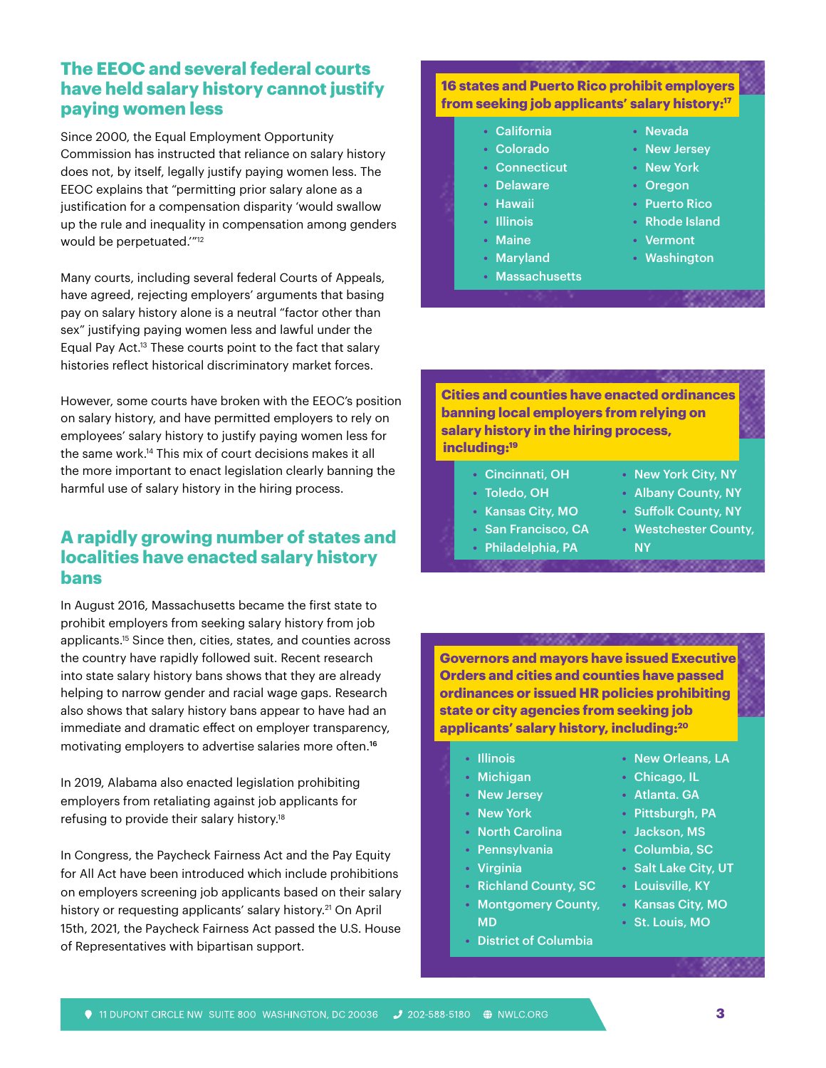## The EEOC and several federal courts have held salary history cannot justify paying women less

Since 2000, the Equal Employment Opportunity Commission has instructed that reliance on salary history does not, by itself, legally justify paying women less. The EEOC explains that "permitting prior salary alone as a justification for a compensation disparity 'would swallow up the rule and inequality in compensation among genders would be perpetuated.'"[12]

Many courts, including several federal Courts of Appeals, have agreed, rejecting employers' arguments that basing pay on salary history alone is a neutral "factor other than sex" justifying paying women less and lawful under the Equal Pay Act.[13] These courts point to the fact that salary histories reflect historical discriminatory market forces.

However, some courts have broken with the EEOC's position on salary history, and have permitted employers to rely on employees' salary history to justify paying women less for the same work.[14] This mix of court decisions makes it all the more important to enact legislation clearly banning the harmful use of salary history in the hiring process.

## A rapidly growing number of states and localities have enacted salary history bans

In August 2016, Massachusetts became the first state to prohibit employers from seeking salary history from job applicants.[15] Since then, cities, states, and counties across the country have rapidly followed suit. Recent research into state salary history bans shows that they are already helping to narrow gender and racial wage gaps. Research also shows that salary history bans appear to have had an immediate and dramatic effect on employer transparency, motivating employers to advertise salaries more often.[16]

In 2019, Alabama also enacted legislation prohibiting employers from retaliating against job applicants for refusing to provide their salary history.[18]

In Congress, the Paycheck Fairness Act and the Pay Equity for All Act have been introduced which include prohibitions on employers screening job applicants based on their salary history or requesting applicants' salary history.[21] On April 15th, 2021, the Paycheck Fairness Act passed the U.S. House of Representatives with bipartisan support.

**16 states and Puerto Rico prohibit employers from seeking job applicants' salary history:[17]**

- California
- Colorado
- Connecticut
- Delaware
- Hawaii
- Illinois
- Maine
- Maryland
- Massachusetts
- Nevada
- New Jersey
- New York
- Oregon
- Puerto Rico
- Rhode Island
- Vermont
- Washington

**Cities and counties have enacted ordinances banning local employers from relying on salary history in the hiring process, including:[19]**

- Cincinnati, OH
- Toledo, OH
- Kansas City, MO
- San Francisco, CA
- Philadelphia, PA
- New York City, NY
- Albany County, NY
- Suffolk County, NY
- Westchester County, NY

**Governors and mayors have issued Executive Orders and cities and counties have passed ordinances or issued HR policies prohibiting state or city agencies from seeking job applicants' salary history, including:[20]**

- Illinois
- Michigan
- New Jersey
- New York
- North Carolina
- Pennsylvania
- Virginia
- Richland County, SC
- Montgomery County, MD
- District of Columbia
- New Orleans, LA
- Chicago, IL
- Atlanta. GA
- Pittsburgh, PA
- Jackson, MS
- Columbia, SC
- Salt Lake City, UT
- Louisville, KY
- Kansas City, MO
- St. Louis, MO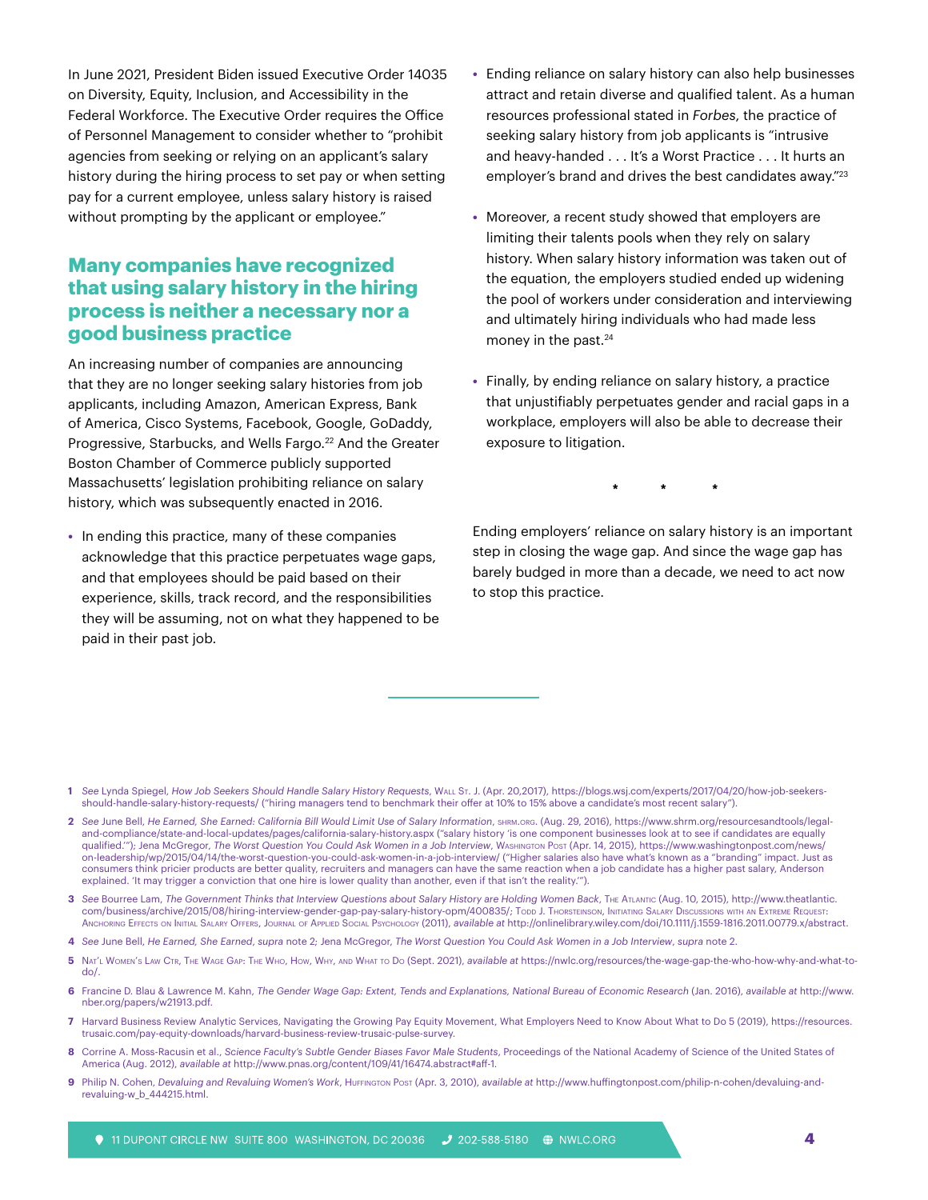In June 2021, President Biden issued Executive Order 14035 on Diversity, Equity, Inclusion, and Accessibility in the Federal Workforce. The Executive Order requires the Office of Personnel Management to consider whether to "prohibit agencies from seeking or relying on an applicant's salary history during the hiring process to set pay or when setting pay for a current employee, unless salary history is raised without prompting by the applicant or employee."

## Many companies have recognized that using salary history in the hiring process is neither a necessary nor a good business practice

An increasing number of companies are announcing that they are no longer seeking salary histories from job applicants, including Amazon, American Express, Bank of America, Cisco Systems, Facebook, Google, GoDaddy, Progressive, Starbucks, and Wells Fargo.[22] And the Greater Boston Chamber of Commerce publicly supported Massachusetts' legislation prohibiting reliance on salary history, which was subsequently enacted in 2016.

- In ending this practice, many of these companies acknowledge that this practice perpetuates wage gaps, and that employees should be paid based on their experience, skills, track record, and the responsibilities they will be assuming, not on what they happened to be paid in their past job.
- Ending reliance on salary history can also help businesses attract and retain diverse and qualified talent. As a human resources professional stated in *Forbes*, the practice of seeking salary history from job applicants is "intrusive and heavy-handed . . . It's a Worst Practice . . . It hurts an employer's brand and drives the best candidates away."[23]
- Moreover, a recent study showed that employers are limiting their talents pools when they rely on salary history. When salary history information was taken out of the equation, the employers studied ended up widening the pool of workers under consideration and interviewing and ultimately hiring individuals who had made less money in the past.[24]
- Finally, by ending reliance on salary history, a practice that unjustifiably perpetuates gender and racial gaps in a workplace, employers will also be able to decrease their exposure to litigation.

\* \* \*

Ending employers' reliance on salary history is an important step in closing the wage gap. And since the wage gap has barely budged in more than a decade, we need to act now to stop this practice.

---

1 *See* Lynda Spiegel, *How Job Seekers Should Handle Salary History Requests*, Wall St. J. (Apr. 20,2017), https://blogs.wsj.com/experts/2017/04/20/how-job-seekers-should-handle-salary-history-requests/ ("hiring managers tend to benchmark their offer at 10% to 15% above a candidate's most recent salary").

2 *See* June Bell, *He Earned, She Earned: California Bill Would Limit Use of Salary Information*, shrm.org. (Aug. 29, 2016), https://www.shrm.org/resourcesandtools/legal-and-compliance/state-and-local-updates/pages/california-salary-history.aspx ("salary history 'is one component businesses look at to see if candidates are equally qualified.'"); Jena McGregor, *The Worst Question You Could Ask Women in a Job Interview*, Washington Post (Apr. 14, 2015), https://www.washingtonpost.com/news/on-leadership/wp/2015/04/14/the-worst-question-you-could-ask-women-in-a-job-interview/ ("Higher salaries also have what's known as a "branding" impact. Just as consumers think pricier products are better quality, recruiters and managers can have the same reaction when a job candidate has a higher past salary, Anderson explained. 'It may trigger a conviction that one hire is lower quality than another, even if that isn't the reality.'").

3 *See* Bourree Lam, *The Government Thinks that Interview Questions about Salary History are Holding Women Back*, The Atlantic (Aug. 10, 2015), http://www.theatlantic.com/business/archive/2015/08/hiring-interview-gender-gap-pay-salary-history-opm/400835/; Todd J. Thorsteinson, Initiating Salary Discussions with an Extreme Request: Anchoring Effects on Initial Salary Offers, Journal of Applied Social Psychology (2011), *available at* http://onlinelibrary.wiley.com/doi/10.1111/j.1559-1816.2011.00779.x/abstract.

4 *See* June Bell, *He Earned, She Earned*, *supra* note 2; Jena McGregor, *The Worst Question You Could Ask Women in a Job Interview*, *supra* note 2.

5 Nat'l Women's Law Ctr, The Wage Gap: The Who, How, Why, and What to Do (Sept. 2021), *available at* https://nwlc.org/resources/the-wage-gap-the-who-how-why-and-what-to-do/.

6 Francine D. Blau & Lawrence M. Kahn, *The Gender Wage Gap: Extent, Tends and Explanations, National Bureau of Economic Research* (Jan. 2016), *available at* http://www.nber.org/papers/w21913.pdf.

7 Harvard Business Review Analytic Services, Navigating the Growing Pay Equity Movement, What Employers Need to Know About What to Do 5 (2019), https://resources.trusaic.com/pay-equity-downloads/harvard-business-review-trusaic-pulse-survey.

8 Corrine A. Moss-Racusin et al., *Science Faculty's Subtle Gender Biases Favor Male Students*, Proceedings of the National Academy of Science of the United States of America (Aug. 2012), *available at* http://www.pnas.org/content/109/41/16474.abstract#aff-1.

9 Philip N. Cohen, *Devaluing and Revaluing Women's Work*, Huffington Post (Apr. 3, 2010), *available at* http://www.huffingtonpost.com/philip-n-cohen/devaluing-and-revaluing-w_b_444215.html.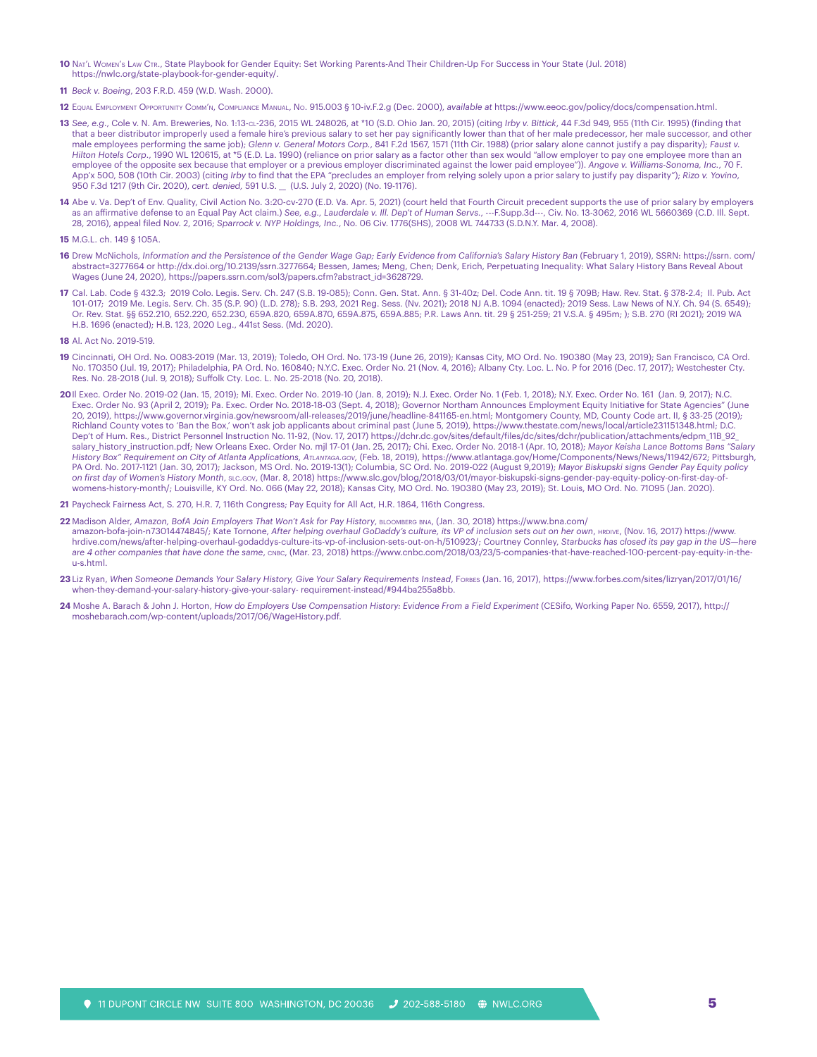**10** Nat'l Women's Law Ctr., State Playbook for Gender Equity: Set Working Parents-And Their Children-Up For Success in Your State (Jul. 2018) https://nwlc.org/state-playbook-for-gender-equity/.

**11** *Beck v. Boeing*, 203 F.R.D. 459 (W.D. Wash. 2000).

**12** Equal Employment Opportunity Comm'n, Compliance Manual, No. 915.003 § 10-iv.F.2.g (Dec. 2000), *available at* https://www.eeoc.gov/policy/docs/compensation.html.

**13** *See, e.g.*, Cole v. N. Am. Breweries, No. 1:13-cl-236, 2015 WL 248026, at *10 (S.D. Ohio Jan. 20, 2015) (citing *Irby v. Bittick*, 44 F.3d 949, 955 (11th Cir. 1995) (finding that that a beer distributor improperly used a female hire's previous salary to set her pay significantly lower than that of her male predecessor, her male successor, and other male employees performing the same job); *Glenn v. General Motors Corp.*, 841 F.2d 1567, 1571 (11th Cir. 1988) (prior salary alone cannot justify a pay disparity); *Faust v. Hilton Hotels Corp.*, 1990 WL 120615, at *5 (E.D. La. 1990) (reliance on prior salary as a factor other than sex would "allow employer to pay one employee more than an employee of the opposite sex because that employer or a previous employer discriminated against the lower paid employee")). *Angove v. Williams-Sonoma, Inc.*, 70 F. App'x 500, 508 (10th Cir. 2003) (citing *Irby* to find that the EPA "precludes an employer from relying solely upon a prior salary to justify pay disparity"); *Rizo v. Yovino*, 950 F.3d 1217 (9th Cir. 2020), *cert. denied*, 591 U.S. __ (U.S. July 2, 2020) (No. 19-1176).

**14** Abe v. Va. Dep't of Env. Quality, Civil Action No. 3:20-cv-270 (E.D. Va. Apr. 5, 2021) (court held that Fourth Circuit precedent supports the use of prior salary by employers as an affirmative defense to an Equal Pay Act claim.) *See, e.g., Lauderdale v. Ill. Dep't of Human Servs.*, ---F.Supp.3d---, Civ. No. 13-3062, 2016 WL 5660369 (C.D. Ill. Sept. 28, 2016), appeal filed Nov. 2, 2016; *Sparrock v. NYP Holdings, Inc.*, No. 06 Civ. 1776(SHS), 2008 WL 744733 (S.D.N.Y. Mar. 4, 2008).

**15** M.G.L. ch. 149 § 105A.

**16** Drew McNichols, *Information and the Persistence of the Gender Wage Gap; Early Evidence from California's Salary History Ban* (February 1, 2019), SSRN: https://ssrn. com/abstract=3277664 or http://dx.doi.org/10.2139/ssrn.3277664; Bessen, James; Meng, Chen; Denk, Erich, Perpetuating Inequality: What Salary History Bans Reveal About Wages (June 24, 2020), https://papers.ssrn.com/sol3/papers.cfm?abstract_id=3628729.

**17** Cal. Lab. Code § 432.3; 2019 Colo. Legis. Serv. Ch. 247 (S.B. 19-085); Conn. Gen. Stat. Ann. § 31-40z; Del. Code Ann. tit. 19 § 709B; Haw. Rev. Stat. § 378-2.4; Il. Pub. Act 101-017; 2019 Me. Legis. Serv. Ch. 35 (S.P. 90) (L.D. 278); S.B. 293, 2021 Reg. Sess. (Nv. 2021); 2018 NJ A.B. 1094 (enacted); 2019 Sess. Law News of N.Y. Ch. 94 (S. 6549); Or. Rev. Stat. §§ 652.210, 652.220, 652.230, 659A.820, 659A.870, 659A.875, 659A.885; P.R. Laws Ann. tit. 29 § 251-259; 21 V.S.A. § 495m; ); S.B. 270 (RI 2021); 2019 WA H.B. 1696 (enacted); H.B. 123, 2020 Leg., 441st Sess. (Md. 2020).

**18** Al. Act No. 2019-519.

**19** Cincinnati, OH Ord. No. 0083-2019 (Mar. 13, 2019); Toledo, OH Ord. No. 173-19 (June 26, 2019); Kansas City, MO Ord. No. 190380 (May 23, 2019); San Francisco, CA Ord. No. 170350 (Jul. 19, 2017); Philadelphia, PA Ord. No. 160840; N.Y.C. Exec. Order No. 21 (Nov. 4, 2016); Albany Cty. Loc. L. No. P for 2016 (Dec. 17, 2017); Westchester Cty. Res. No. 28-2018 (Jul. 9, 2018); Suffolk Cty. Loc. L. No. 25-2018 (No. 20, 2018).

**20** Il Exec. Order No. 2019-02 (Jan. 15, 2019); Mi. Exec. Order No. 2019-10 (Jan. 8, 2019); N.J. Exec. Order No. 1 (Feb. 1, 2018); N.Y. Exec. Order No. 161 (Jan. 9, 2017); N.C. Exec. Order No. 93 (April 2, 2019); Pa. Exec. Order No. 2018-18-03 (Sept. 4, 2018); Governor Northam Announces Employment Equity Initiative for State Agencies" (June 20, 2019), https://www.governor.virginia.gov/newsroom/all-releases/2019/june/headline-841165-en.html; Montgomery County, MD, County Code art. II, § 33-25 (2019); Richland County votes to 'Ban the Box,' won't ask job applicants about criminal past (June 5, 2019), https://www.thestate.com/news/local/article231151348.html; D.C. Dep't of Hum. Res., District Personnel Instruction No. 11-92, (Nov. 17, 2017) https://dchr.dc.gov/sites/default/files/dc/sites/dchr/publication/attachments/edpm_11B_92_salary_history_instruction.pdf; New Orleans Exec. Order No. mjl 17-01 (Jan. 25, 2017); Chi. Exec. Order No. 2018-1 (Apr. 10, 2018); *Mayor Keisha Lance Bottoms Bans "Salary History Box" Requirement on City of Atlanta Applications*, Atlantaga.gov, (Feb. 18, 2019), https://www.atlantaga.gov/Home/Components/News/News/11942/672; Pittsburgh, PA Ord. No. 2017-1121 (Jan. 30, 2017); Jackson, MS Ord. No. 2019-13(1); Columbia, SC Ord. No. 2019-022 (August 9,2019); *Mayor Biskupski signs Gender Pay Equity policy on first day of Women's History Month*, slc.gov, (Mar. 8, 2018) https://www.slc.gov/blog/2018/03/01/mayor-biskupski-signs-gender-pay-equity-policy-on-first-day-of-womens-history-month/; Louisville, KY Ord. No. 066 (May 22, 2018); Kansas City, MO Ord. No. 190380 (May 23, 2019); St. Louis, MO Ord. No. 71095 (Jan. 2020).

**21** Paycheck Fairness Act, S. 270, H.R. 7, 116th Congress; Pay Equity for All Act, H.R. 1864, 116th Congress.

**22** Madison Alder, *Amazon, BofA Join Employers That Won't Ask for Pay History*, bloomberg bna, (Jan. 30, 2018) https://www.bna.com/amazon-bofa-join-n73014474845/; Kate Tornone, *After helping overhaul GoDaddy's culture, its VP of inclusion sets out on her own*, hrdive, (Nov. 16, 2017) https://www.hrdive.com/news/after-helping-overhaul-godaddys-culture-its-vp-of-inclusion-sets-out-on-h/510923/; Courtney Connley, *Starbucks has closed its pay gap in the US—here are 4 other companies that have done the same*, cnbc, (Mar. 23, 2018) https://www.cnbc.com/2018/03/23/5-companies-that-have-reached-100-percent-pay-equity-in-the-u-s.html.

**23** Liz Ryan, *When Someone Demands Your Salary History, Give Your Salary Requirements Instead*, Forbes (Jan. 16, 2017), https://www.forbes.com/sites/lizryan/2017/01/16/when-they-demand-your-salary-history-give-your-salary- requirement-instead/#944ba255a8bb.

**24** Moshe A. Barach & John J. Horton, *How do Employers Use Compensation History: Evidence From a Field Experiment* (CESifo, Working Paper No. 6559, 2017), http://moshebarach.com/wp-content/uploads/2017/06/WageHistory.pdf.